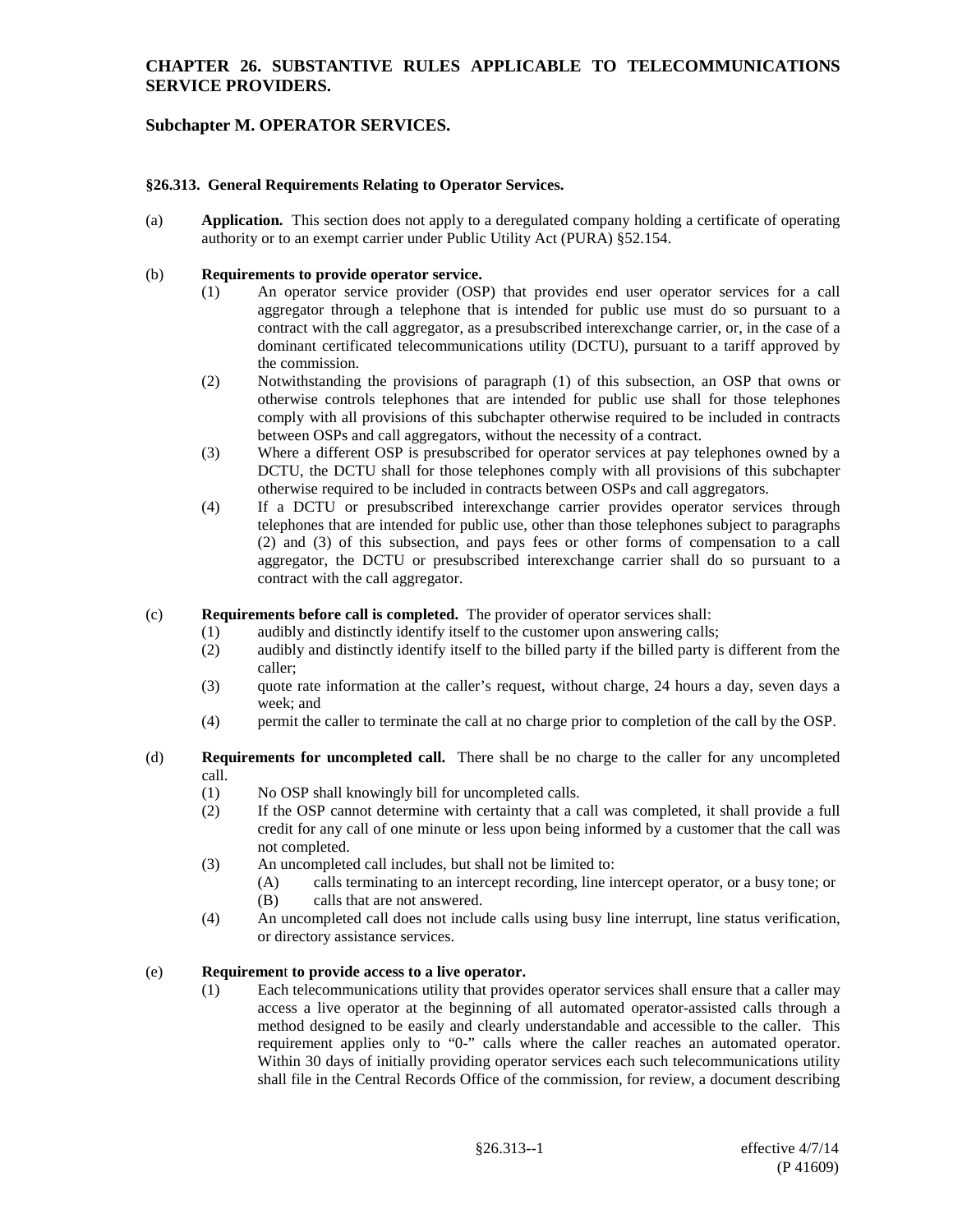# CHAPTER 26. SUBSTANTIVE RULES APPLICABLE TO TELECOMMUNICATIONS SERVICE PROVIDERS.

## Subchapter M. OPERATOR SERVICES.

### §26.313. General Requirements Relating to Operator Services.

(a) **Application.** This section does not apply to a deregulated company holding a certificate of operating authority or to an exempt carrier under Public Utility Act (PURA) §52.154.

(b) **Requirements to provide operator service.**

(1) An operator service provider (OSP) that provides end user operator services for a call aggregator through a telephone that is intended for public use must do so pursuant to a contract with the call aggregator, as a presubscribed interexchange carrier, or, in the case of a dominant certificated telecommunications utility (DCTU), pursuant to a tariff approved by the commission.

(2) Notwithstanding the provisions of paragraph (1) of this subsection, an OSP that owns or otherwise controls telephones that are intended for public use shall for those telephones comply with all provisions of this subchapter otherwise required to be included in contracts between OSPs and call aggregators, without the necessity of a contract.

(3) Where a different OSP is presubscribed for operator services at pay telephones owned by a DCTU, the DCTU shall for those telephones comply with all provisions of this subchapter otherwise required to be included in contracts between OSPs and call aggregators.

(4) If a DCTU or presubscribed interexchange carrier provides operator services through telephones that are intended for public use, other than those telephones subject to paragraphs (2) and (3) of this subsection, and pays fees or other forms of compensation to a call aggregator, the DCTU or presubscribed interexchange carrier shall do so pursuant to a contract with the call aggregator.

(c) **Requirements before call is completed.** The provider of operator services shall:

(1) audibly and distinctly identify itself to the customer upon answering calls;

(2) audibly and distinctly identify itself to the billed party if the billed party is different from the caller;

(3) quote rate information at the caller's request, without charge, 24 hours a day, seven days a week; and

(4) permit the caller to terminate the call at no charge prior to completion of the call by the OSP.

(d) **Requirements for uncompleted call.** There shall be no charge to the caller for any uncompleted call.

(1) No OSP shall knowingly bill for uncompleted calls.

(2) If the OSP cannot determine with certainty that a call was completed, it shall provide a full credit for any call of one minute or less upon being informed by a customer that the call was not completed.

(3) An uncompleted call includes, but shall not be limited to:

(A) calls terminating to an intercept recording, line intercept operator, or a busy tone; or

(B) calls that are not answered.

(4) An uncompleted call does not include calls using busy line interrupt, line status verification, or directory assistance services.

(e) **Requirement to provide access to a live operator.**

(1) Each telecommunications utility that provides operator services shall ensure that a caller may access a live operator at the beginning of all automated operator-assisted calls through a method designed to be easily and clearly understandable and accessible to the caller. This requirement applies only to "0-" calls where the caller reaches an automated operator. Within 30 days of initially providing operator services each such telecommunications utility shall file in the Central Records Office of the commission, for review, a document describing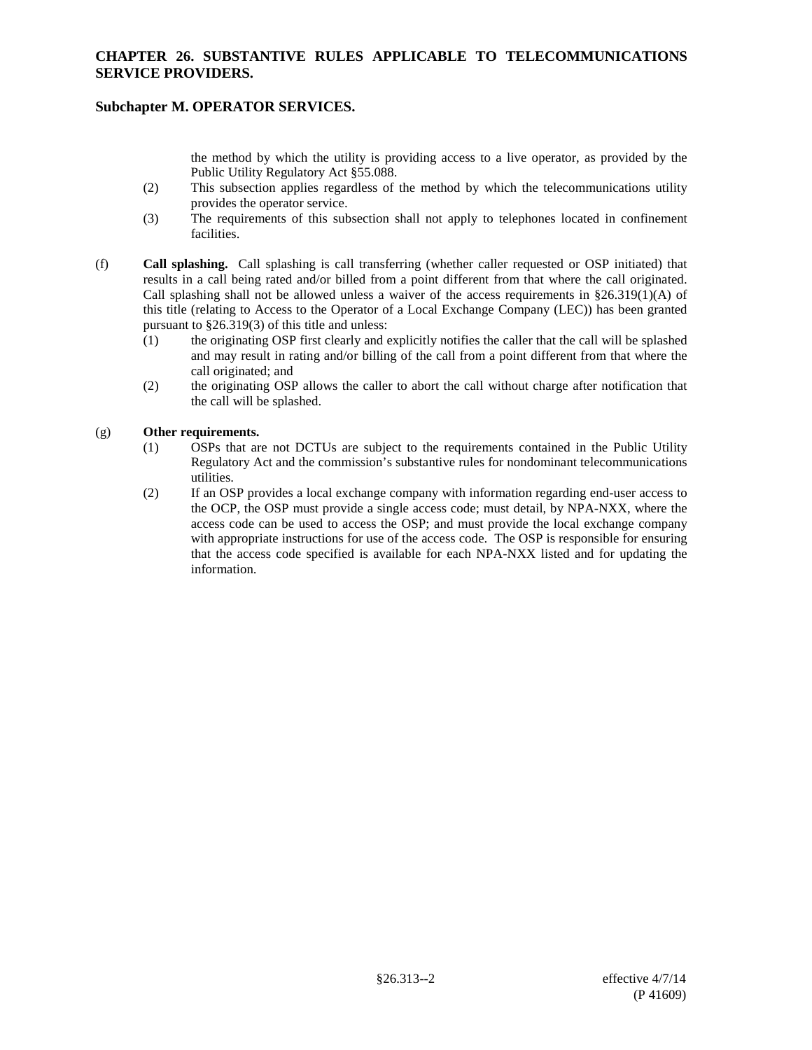the method by which the utility is providing access to a live operator, as provided by the Public Utility Regulatory Act §55.088.

(2) This subsection applies regardless of the method by which the telecommunications utility provides the operator service.

(3) The requirements of this subsection shall not apply to telephones located in confinement facilities.

(f) **Call splashing.** Call splashing is call transferring (whether caller requested or OSP initiated) that results in a call being rated and/or billed from a point different from that where the call originated. Call splashing shall not be allowed unless a waiver of the access requirements in §26.319(1)(A) of this title (relating to Access to the Operator of a Local Exchange Company (LEC)) has been granted pursuant to §26.319(3) of this title and unless:

(1) the originating OSP first clearly and explicitly notifies the caller that the call will be splashed and may result in rating and/or billing of the call from a point different from that where the call originated; and

(2) the originating OSP allows the caller to abort the call without charge after notification that the call will be splashed.

(g) **Other requirements.**

(1) OSPs that are not DCTUs are subject to the requirements contained in the Public Utility Regulatory Act and the commission's substantive rules for nondominant telecommunications utilities.

(2) If an OSP provides a local exchange company with information regarding end-user access to the OCP, the OSP must provide a single access code; must detail, by NPA-NXX, where the access code can be used to access the OSP; and must provide the local exchange company with appropriate instructions for use of the access code. The OSP is responsible for ensuring that the access code specified is available for each NPA-NXX listed and for updating the information.